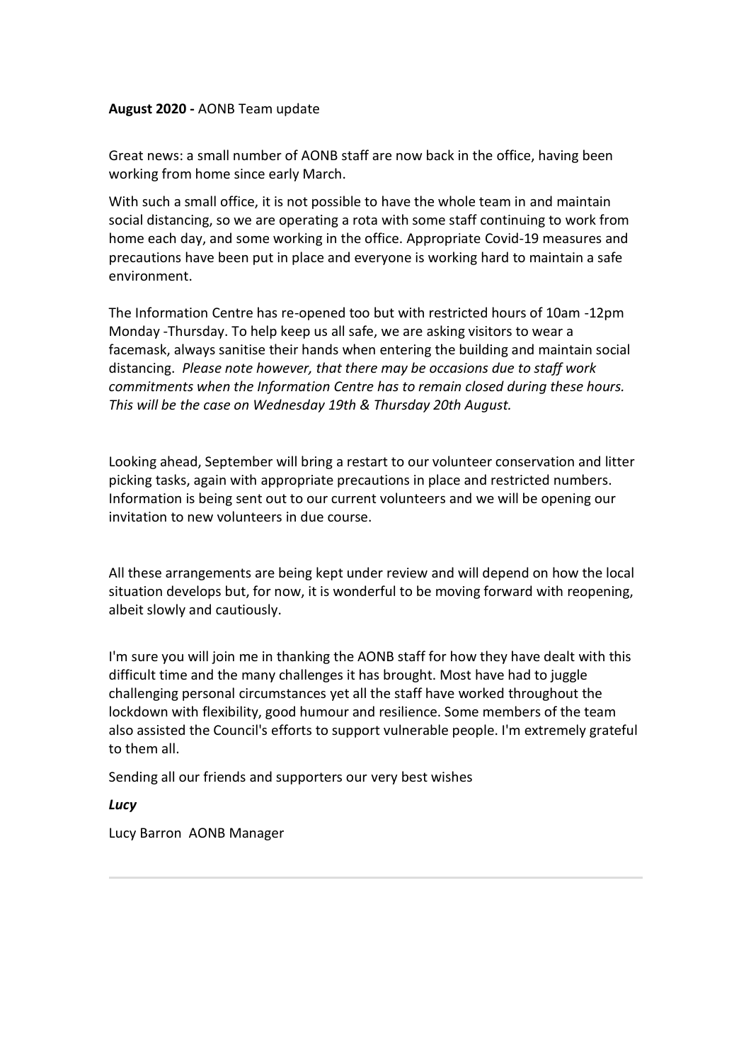**August 2020 -** AONB Team update

Great news: a small number of AONB staff are now back in the office, having been working from home since early March.

With such a small office, it is not possible to have the whole team in and maintain social distancing, so we are operating a rota with some staff continuing to work from home each day, and some working in the office. Appropriate Covid-19 measures and precautions have been put in place and everyone is working hard to maintain a safe environment.

The Information Centre has re-opened too but with restricted hours of 10am -12pm Monday -Thursday. To help keep us all safe, we are asking visitors to wear a facemask, always sanitise their hands when entering the building and maintain social distancing. *Please note however, that there may be occasions due to staff work commitments when the Information Centre has to remain closed during these hours. This will be the case on Wednesday 19th & Thursday 20th August.*

Looking ahead, September will bring a restart to our volunteer conservation and litter picking tasks, again with appropriate precautions in place and restricted numbers. Information is being sent out to our current volunteers and we will be opening our invitation to new volunteers in due course.

All these arrangements are being kept under review and will depend on how the local situation develops but, for now, it is wonderful to be moving forward with reopening, albeit slowly and cautiously.

I'm sure you will join me in thanking the AONB staff for how they have dealt with this difficult time and the many challenges it has brought. Most have had to juggle challenging personal circumstances yet all the staff have worked throughout the lockdown with flexibility, good humour and resilience. Some members of the team also assisted the Council's efforts to support vulnerable people. I'm extremely grateful to them all.

Sending all our friends and supporters our very best wishes

***Lucy***

Lucy Barron AONB Manager

---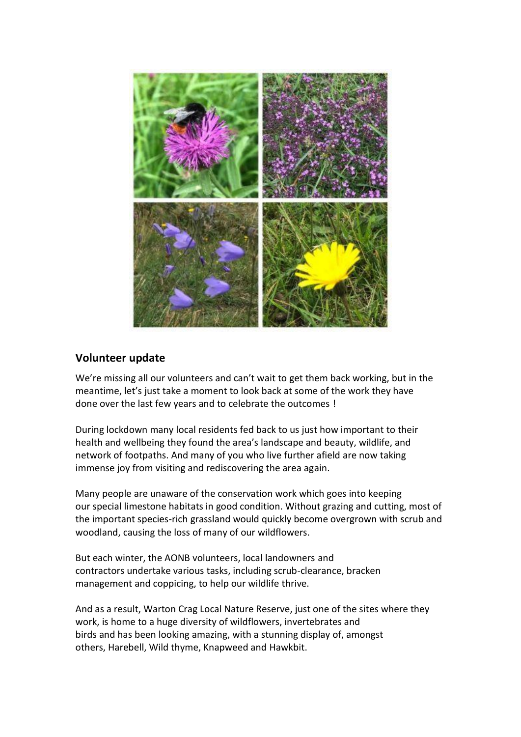## Volunteer update

We're missing all our volunteers and can't wait to get them back working, but in the meantime, let's just take a moment to look back at some of the work they have done over the last few years and to celebrate the outcomes !

During lockdown many local residents fed back to us just how important to their health and wellbeing they found the area's landscape and beauty, wildlife, and network of footpaths. And many of you who live further afield are now taking immense joy from visiting and rediscovering the area again.

Many people are unaware of the conservation work which goes into keeping our special limestone habitats in good condition. Without grazing and cutting, most of the important species-rich grassland would quickly become overgrown with scrub and woodland, causing the loss of many of our wildflowers.

But each winter, the AONB volunteers, local landowners and contractors undertake various tasks, including scrub-clearance, bracken management and coppicing, to help our wildlife thrive.

And as a result, Warton Crag Local Nature Reserve, just one of the sites where they work, is home to a huge diversity of wildflowers, invertebrates and birds and has been looking amazing, with a stunning display of, amongst others, Harebell, Wild thyme, Knapweed and Hawkbit.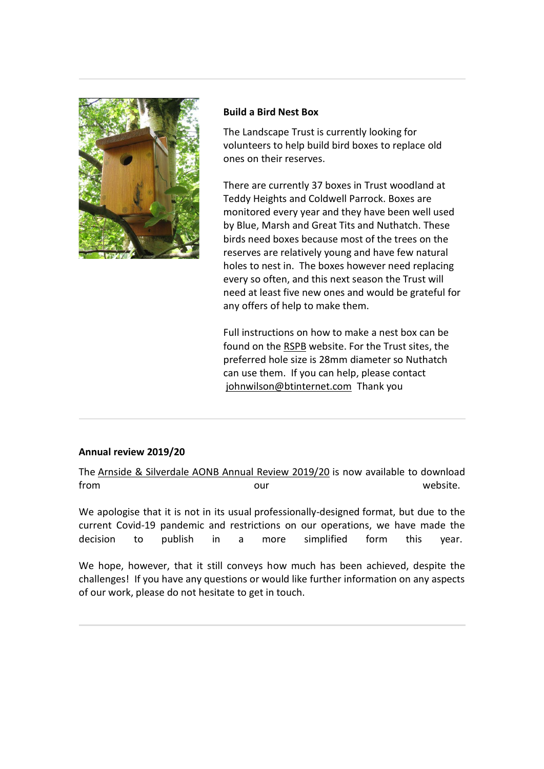**Build a Bird Nest Box**

The Landscape Trust is currently looking for volunteers to help build bird boxes to replace old ones on their reserves.

There are currently 37 boxes in Trust woodland at Teddy Heights and Coldwell Parrock. Boxes are monitored every year and they have been well used by Blue, Marsh and Great Tits and Nuthatch. These birds need boxes because most of the trees on the reserves are relatively young and have few natural holes to nest in. The boxes however need replacing every so often, and this next season the Trust will need at least five new ones and would be grateful for any offers of help to make them.

Full instructions on how to make a nest box can be found on the RSPB website. For the Trust sites, the preferred hole size is 28mm diameter so Nuthatch can use them. If you can help, please contact johnwilson@btinternet.com Thank you

---

**Annual review 2019/20**

The Arnside & Silverdale AONB Annual Review 2019/20 is now available to download from our website.

We apologise that it is not in its usual professionally-designed format, but due to the current Covid-19 pandemic and restrictions on our operations, we have made the decision to publish in a more simplified form this year.

We hope, however, that it still conveys how much has been achieved, despite the challenges! If you have any questions or would like further information on any aspects of our work, please do not hesitate to get in touch.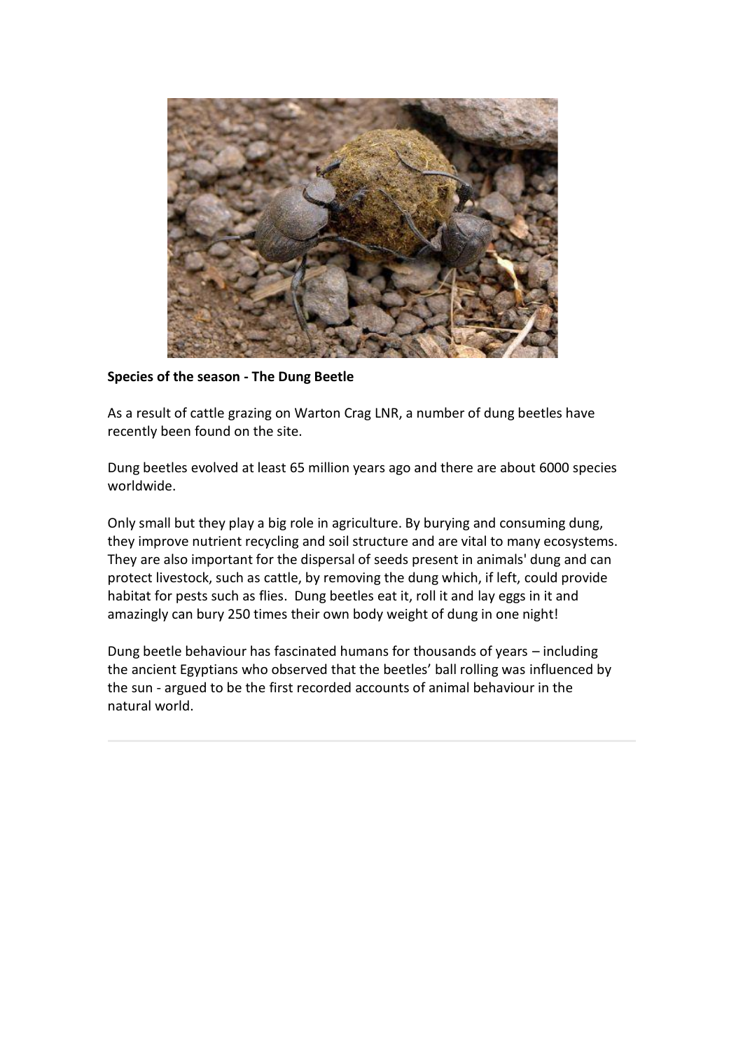**Species of the season - The Dung Beetle**

As a result of cattle grazing on Warton Crag LNR, a number of dung beetles have recently been found on the site.

Dung beetles evolved at least 65 million years ago and there are about 6000 species worldwide.

Only small but they play a big role in agriculture. By burying and consuming dung, they improve nutrient recycling and soil structure and are vital to many ecosystems. They are also important for the dispersal of seeds present in animals' dung and can protect livestock, such as cattle, by removing the dung which, if left, could provide habitat for pests such as flies. Dung beetles eat it, roll it and lay eggs in it and amazingly can bury 250 times their own body weight of dung in one night!

Dung beetle behaviour has fascinated humans for thousands of years – including the ancient Egyptians who observed that the beetles' ball rolling was influenced by the sun - argued to be the first recorded accounts of animal behaviour in the natural world.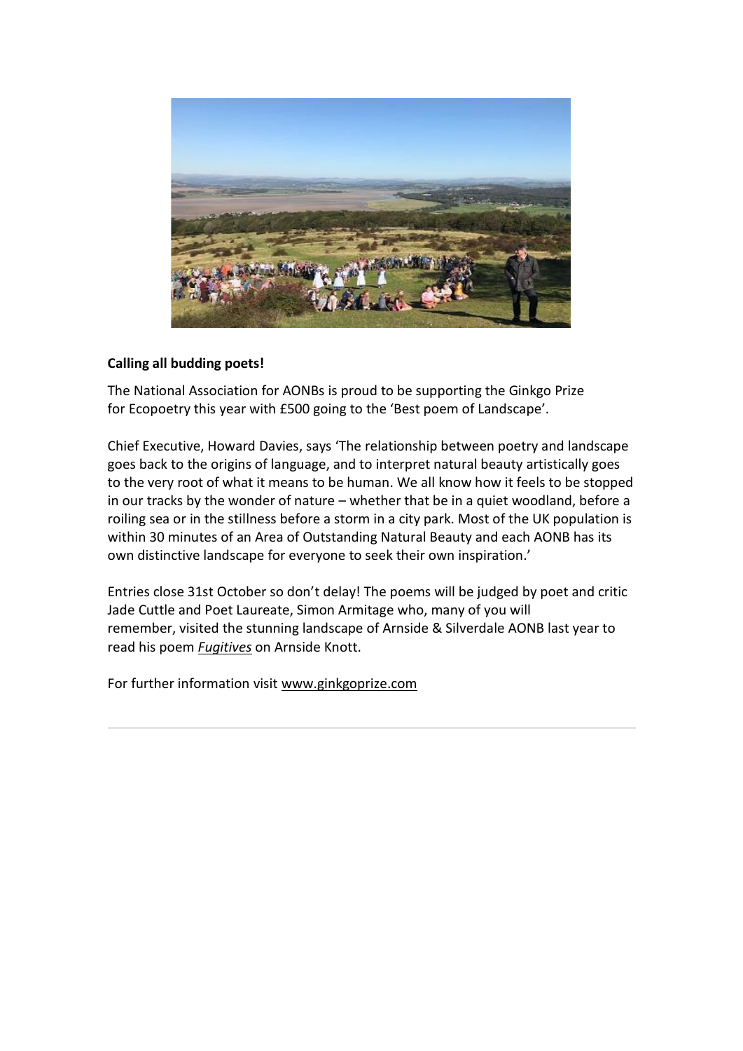**Calling all budding poets!**

The National Association for AONBs is proud to be supporting the Ginkgo Prize for Ecopoetry this year with £500 going to the 'Best poem of Landscape'.

Chief Executive, Howard Davies, says 'The relationship between poetry and landscape goes back to the origins of language, and to interpret natural beauty artistically goes to the very root of what it means to be human. We all know how it feels to be stopped in our tracks by the wonder of nature – whether that be in a quiet woodland, before a roiling sea or in the stillness before a storm in a city park. Most of the UK population is within 30 minutes of an Area of Outstanding Natural Beauty and each AONB has its own distinctive landscape for everyone to seek their own inspiration.'

Entries close 31st October so don't delay! The poems will be judged by poet and critic Jade Cuttle and Poet Laureate, Simon Armitage who, many of you will remember, visited the stunning landscape of Arnside & Silverdale AONB last year to read his poem *Fugitives* on Arnside Knott.

For further information visit www.ginkgoprize.com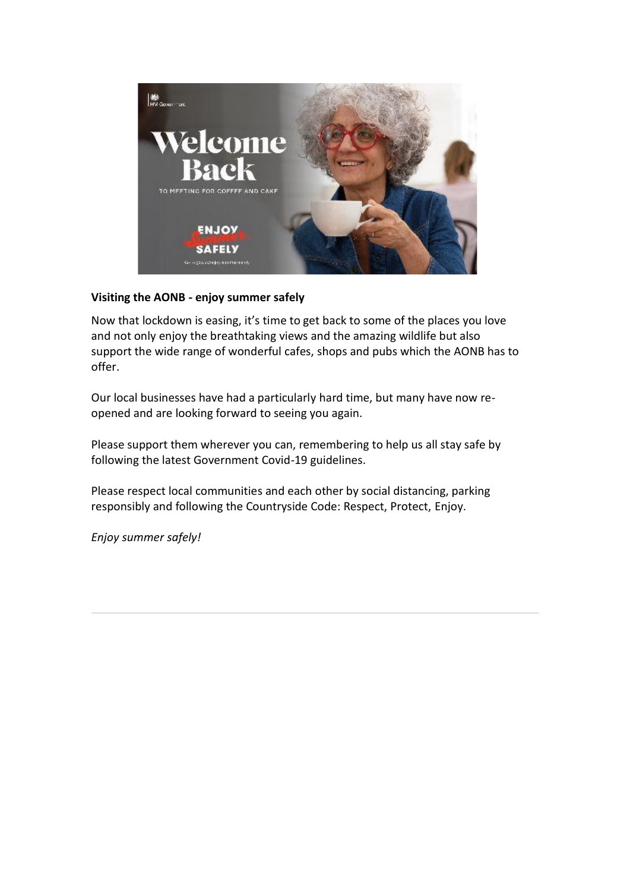**Visiting the AONB - enjoy summer safely**

Now that lockdown is easing, it's time to get back to some of the places you love and not only enjoy the breathtaking views and the amazing wildlife but also support the wide range of wonderful cafes, shops and pubs which the AONB has to offer.

Our local businesses have had a particularly hard time, but many have now re-opened and are looking forward to seeing you again.

Please support them wherever you can, remembering to help us all stay safe by following the latest Government Covid-19 guidelines.

Please respect local communities and each other by social distancing, parking responsibly and following the Countryside Code: Respect, Protect, Enjoy.

*Enjoy summer safely!*